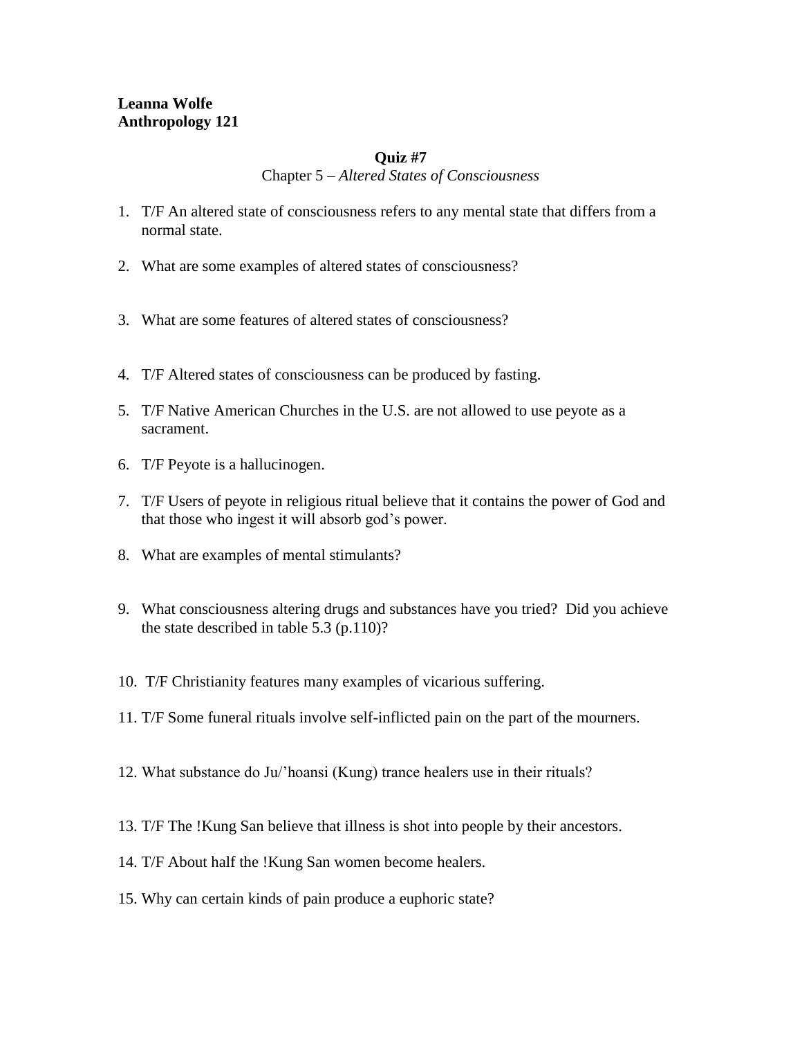**Leanna Wolfe**
**Anthropology 121**

**Quiz #7**
Chapter 5 – *Altered States of Consciousness*

1. T/F An altered state of consciousness refers to any mental state that differs from a normal state.

2. What are some examples of altered states of consciousness?

3. What are some features of altered states of consciousness?

4. T/F Altered states of consciousness can be produced by fasting.

5. T/F Native American Churches in the U.S. are not allowed to use peyote as a sacrament.

6. T/F Peyote is a hallucinogen.

7. T/F Users of peyote in religious ritual believe that it contains the power of God and that those who ingest it will absorb god's power.

8. What are examples of mental stimulants?

9. What consciousness altering drugs and substances have you tried? Did you achieve the state described in table 5.3 (p.110)?

10. T/F Christianity features many examples of vicarious suffering.

11. T/F Some funeral rituals involve self-inflicted pain on the part of the mourners.

12. What substance do Ju/'hoansi (Kung) trance healers use in their rituals?

13. T/F The !Kung San believe that illness is shot into people by their ancestors.

14. T/F About half the !Kung San women become healers.

15. Why can certain kinds of pain produce a euphoric state?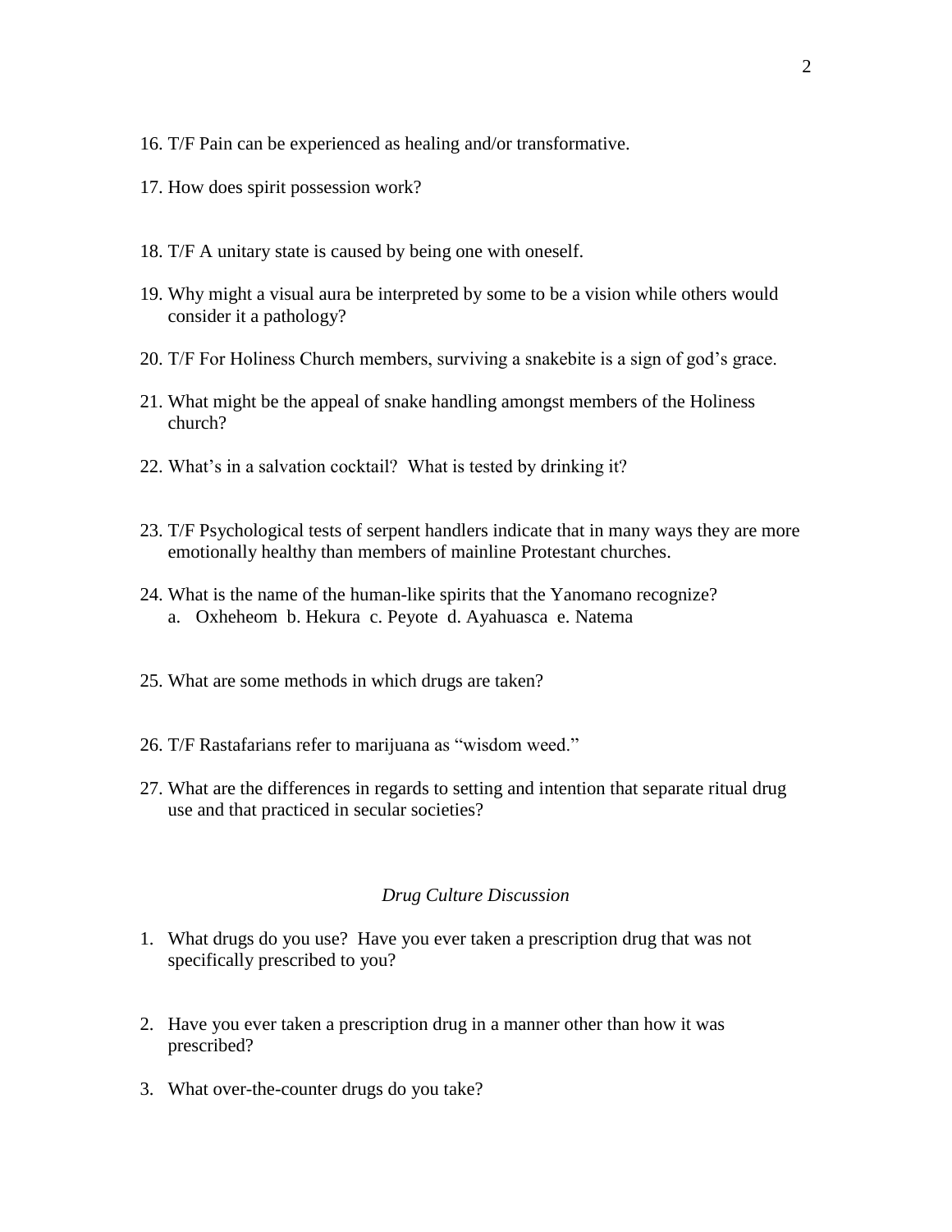16. T/F Pain can be experienced as healing and/or transformative.

17. How does spirit possession work?

18. T/F A unitary state is caused by being one with oneself.

19. Why might a visual aura be interpreted by some to be a vision while others would consider it a pathology?

20. T/F For Holiness Church members, surviving a snakebite is a sign of god's grace.

21. What might be the appeal of snake handling amongst members of the Holiness church?

22. What's in a salvation cocktail? What is tested by drinking it?

23. T/F Psychological tests of serpent handlers indicate that in many ways they are more emotionally healthy than members of mainline Protestant churches.

24. What is the name of the human-like spirits that the Yanomano recognize?
    a. Oxheheom b. Hekura c. Peyote d. Ayahuasca e. Natema

25. What are some methods in which drugs are taken?

26. T/F Rastafarians refer to marijuana as "wisdom weed."

27. What are the differences in regards to setting and intention that separate ritual drug use and that practiced in secular societies?

*Drug Culture Discussion*

1. What drugs do you use? Have you ever taken a prescription drug that was not specifically prescribed to you?

2. Have you ever taken a prescription drug in a manner other than how it was prescribed?

3. What over-the-counter drugs do you take?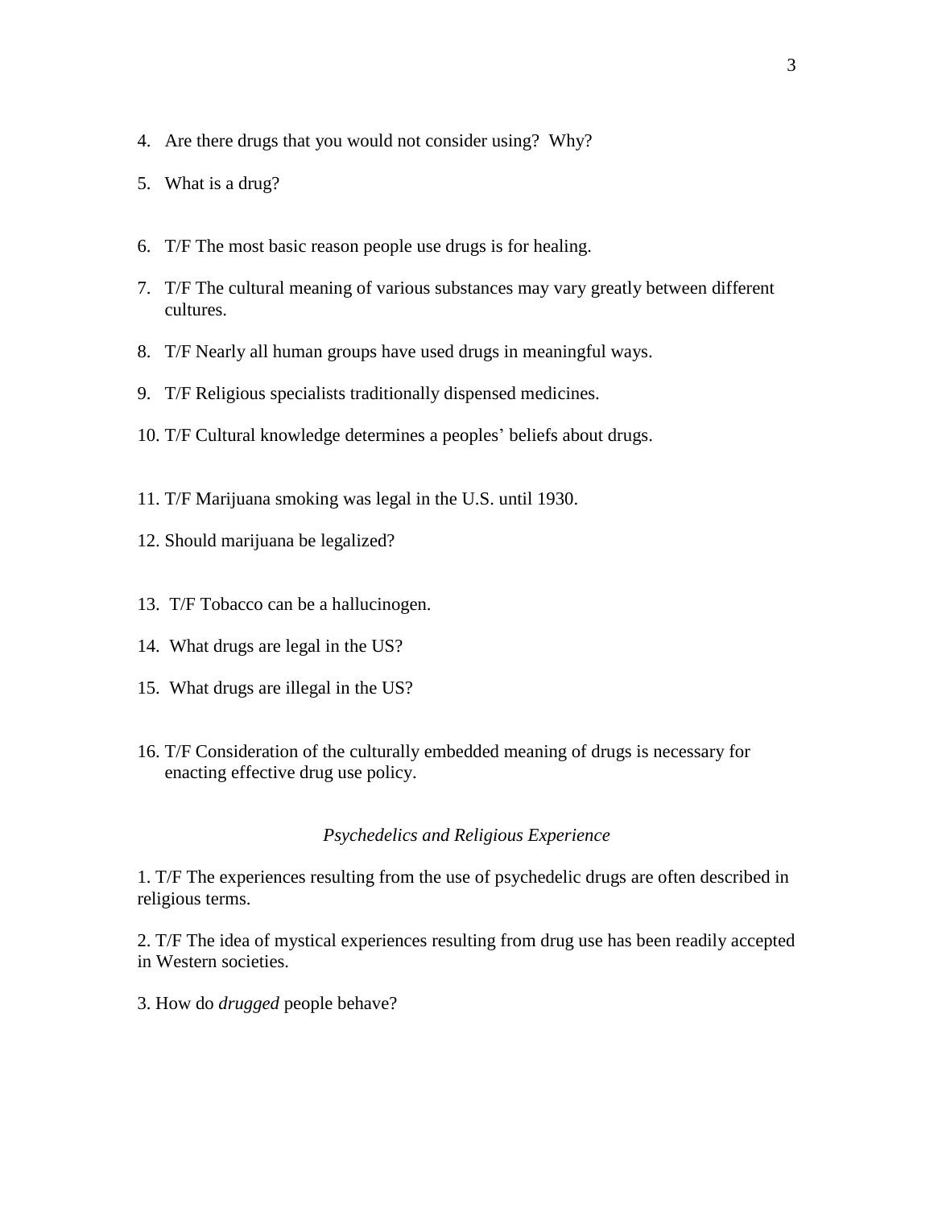4. Are there drugs that you would not consider using? Why?

5. What is a drug?

6. T/F The most basic reason people use drugs is for healing.

7. T/F The cultural meaning of various substances may vary greatly between different cultures.

8. T/F Nearly all human groups have used drugs in meaningful ways.

9. T/F Religious specialists traditionally dispensed medicines.

10. T/F Cultural knowledge determines a peoples' beliefs about drugs.

11. T/F Marijuana smoking was legal in the U.S. until 1930.

12. Should marijuana be legalized?

13. T/F Tobacco can be a hallucinogen.

14. What drugs are legal in the US?

15. What drugs are illegal in the US?

16. T/F Consideration of the culturally embedded meaning of drugs is necessary for enacting effective drug use policy.

*Psychedelics and Religious Experience*

1. T/F The experiences resulting from the use of psychedelic drugs are often described in religious terms.

2. T/F The idea of mystical experiences resulting from drug use has been readily accepted in Western societies.

3. How do *drugged* people behave?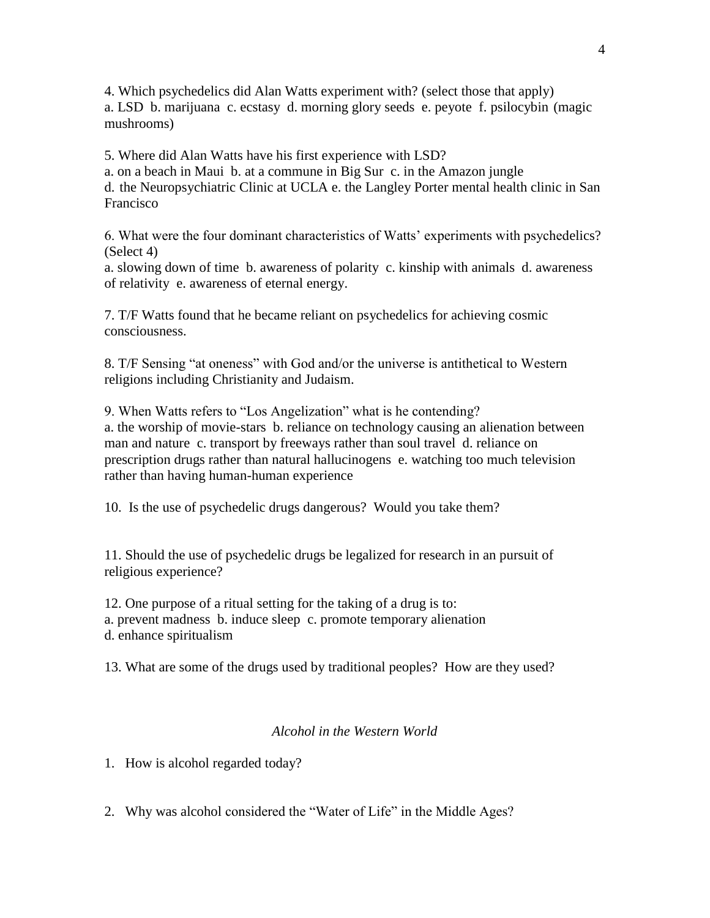4. Which psychedelics did Alan Watts experiment with? (select those that apply)
a. LSD b. marijuana c. ecstasy d. morning glory seeds e. peyote f. psilocybin (magic mushrooms)

5. Where did Alan Watts have his first experience with LSD?
a. on a beach in Maui b. at a commune in Big Sur c. in the Amazon jungle
d. the Neuropsychiatric Clinic at UCLA e. the Langley Porter mental health clinic in San Francisco

6. What were the four dominant characteristics of Watts' experiments with psychedelics? (Select 4)
a. slowing down of time b. awareness of polarity c. kinship with animals d. awareness of relativity e. awareness of eternal energy.

7. T/F Watts found that he became reliant on psychedelics for achieving cosmic consciousness.

8. T/F Sensing "at oneness" with God and/or the universe is antithetical to Western religions including Christianity and Judaism.

9. When Watts refers to "Los Angelization" what is he contending?
a. the worship of movie-stars b. reliance on technology causing an alienation between man and nature c. transport by freeways rather than soul travel d. reliance on prescription drugs rather than natural hallucinogens e. watching too much television rather than having human-human experience

10. Is the use of psychedelic drugs dangerous? Would you take them?

11. Should the use of psychedelic drugs be legalized for research in an pursuit of religious experience?

12. One purpose of a ritual setting for the taking of a drug is to:
a. prevent madness b. induce sleep c. promote temporary alienation
d. enhance spiritualism

13. What are some of the drugs used by traditional peoples? How are they used?

*Alcohol in the Western World*

1. How is alcohol regarded today?

2. Why was alcohol considered the "Water of Life" in the Middle Ages?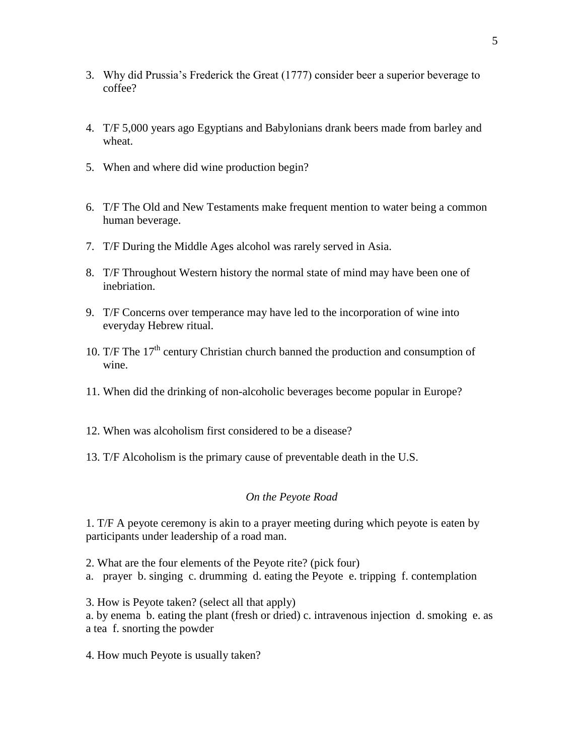3. Why did Prussia's Frederick the Great (1777) consider beer a superior beverage to coffee?

4. T/F 5,000 years ago Egyptians and Babylonians drank beers made from barley and wheat.

5. When and where did wine production begin?

6. T/F The Old and New Testaments make frequent mention to water being a common human beverage.

7. T/F During the Middle Ages alcohol was rarely served in Asia.

8. T/F Throughout Western history the normal state of mind may have been one of inebriation.

9. T/F Concerns over temperance may have led to the incorporation of wine into everyday Hebrew ritual.

10. T/F The 17th century Christian church banned the production and consumption of wine.

11. When did the drinking of non-alcoholic beverages become popular in Europe?

12. When was alcoholism first considered to be a disease?

13. T/F Alcoholism is the primary cause of preventable death in the U.S.

*On the Peyote Road*

1. T/F A peyote ceremony is akin to a prayer meeting during which peyote is eaten by participants under leadership of a road man.

2. What are the four elements of the Peyote rite? (pick four)
a. prayer b. singing c. drumming d. eating the Peyote e. tripping f. contemplation

3. How is Peyote taken? (select all that apply)
a. by enema b. eating the plant (fresh or dried) c. intravenous injection d. smoking e. as a tea f. snorting the powder

4. How much Peyote is usually taken?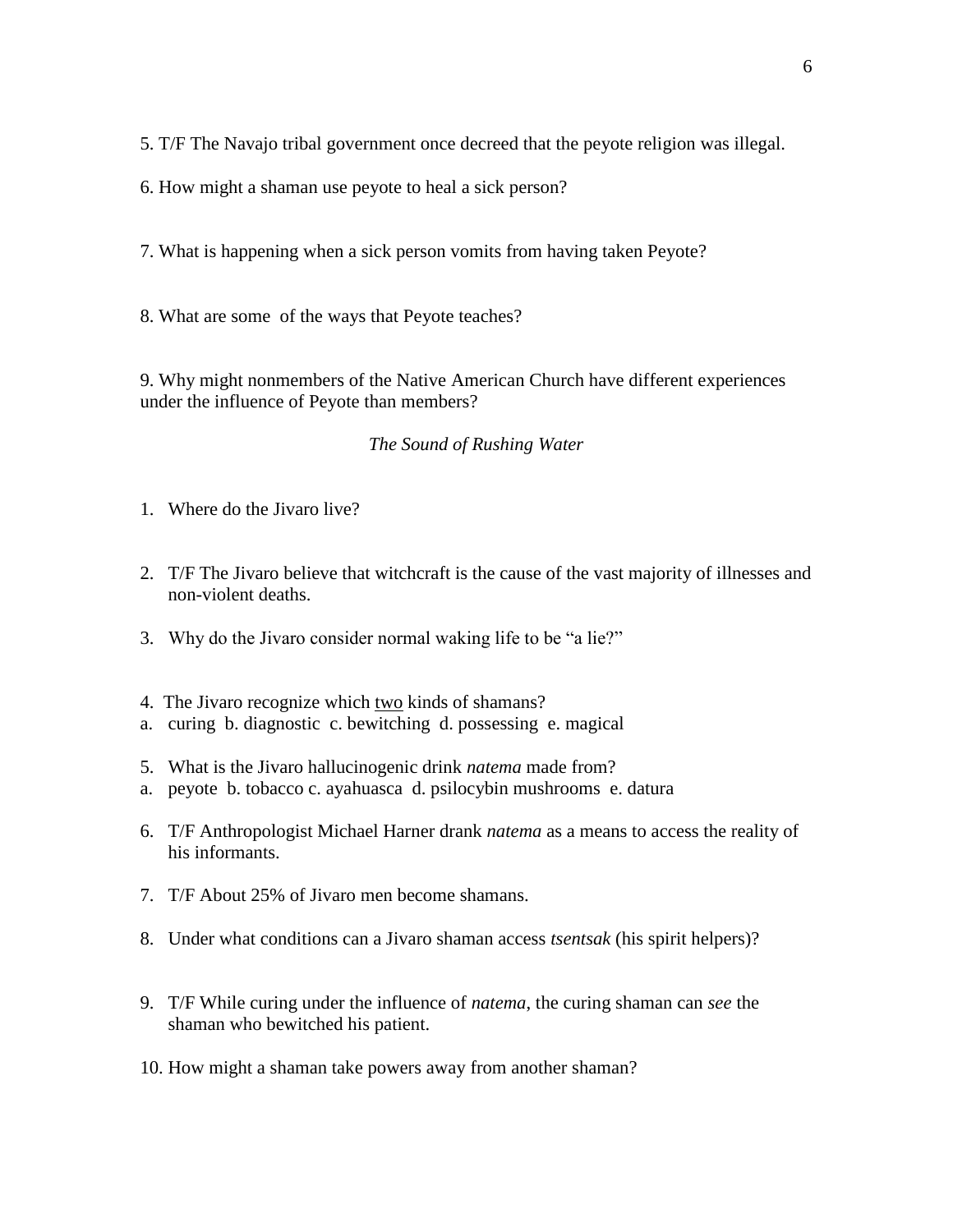5. T/F The Navajo tribal government once decreed that the peyote religion was illegal.

6. How might a shaman use peyote to heal a sick person?

7. What is happening when a sick person vomits from having taken Peyote?

8. What are some of the ways that Peyote teaches?

9. Why might nonmembers of the Native American Church have different experiences under the influence of Peyote than members?

*The Sound of Rushing Water*

1. Where do the Jivaro live?

2. T/F The Jivaro believe that witchcraft is the cause of the vast majority of illnesses and non-violent deaths.

3. Why do the Jivaro consider normal waking life to be "a lie?"

4. The Jivaro recognize which <u>two</u> kinds of shamans?
a. curing b. diagnostic c. bewitching d. possessing e. magical

5. What is the Jivaro hallucinogenic drink *natema* made from?
a. peyote b. tobacco c. ayahuasca d. psilocybin mushrooms e. datura

6. T/F Anthropologist Michael Harner drank *natema* as a means to access the reality of his informants.

7. T/F About 25% of Jivaro men become shamans.

8. Under what conditions can a Jivaro shaman access *tsentsak* (his spirit helpers)?

9. T/F While curing under the influence of *natema*, the curing shaman can *see* the shaman who bewitched his patient.

10. How might a shaman take powers away from another shaman?